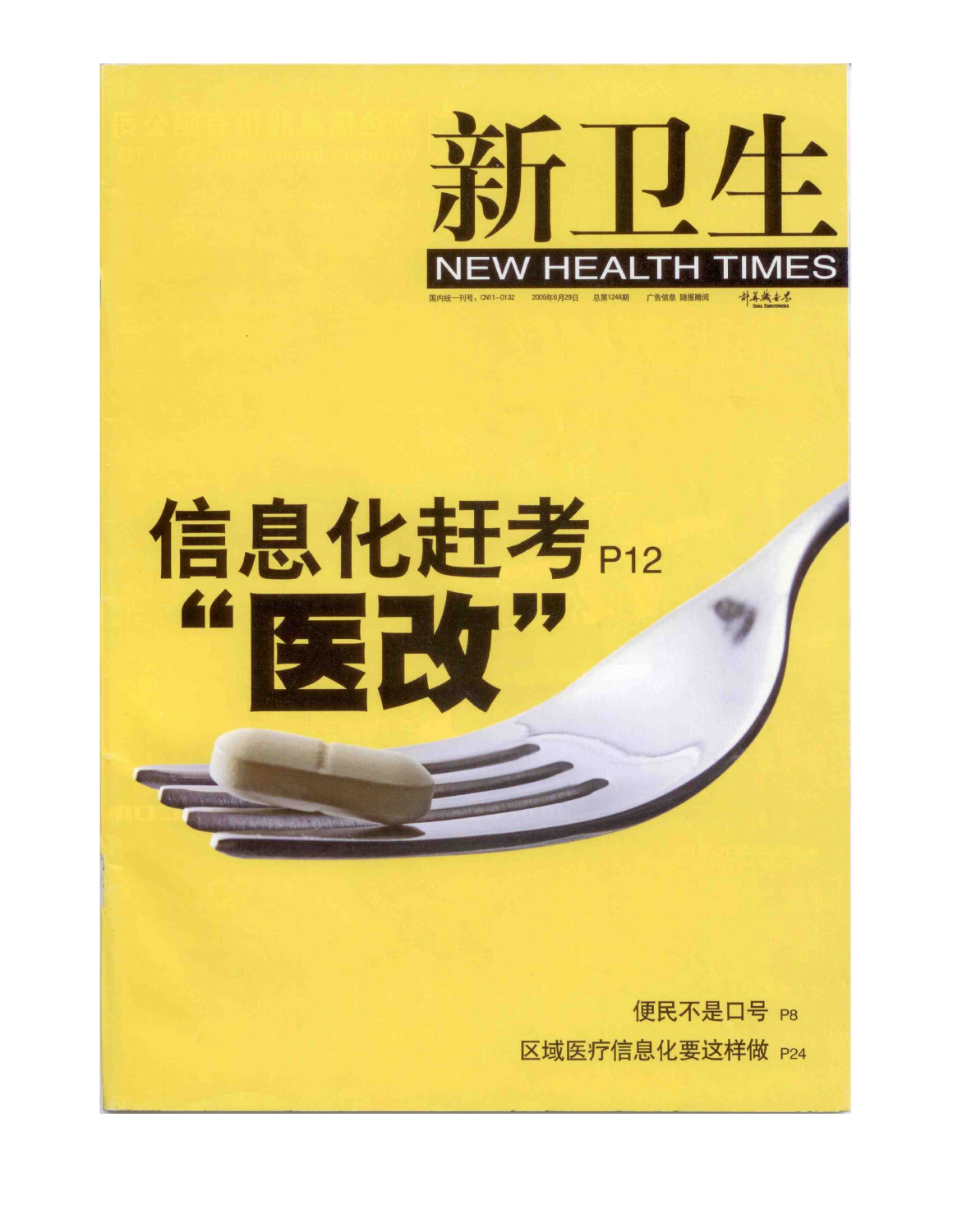# 新卫生

## NEW HEALTH TIMES

国内统一刊号：CN11-0132　2009年6月29日　总第1248期　广告信息 随报赠阅　计算机世界

# 信息化赶考“医改” P12

便民不是口号 P8

区域医疗信息化要这样做 P24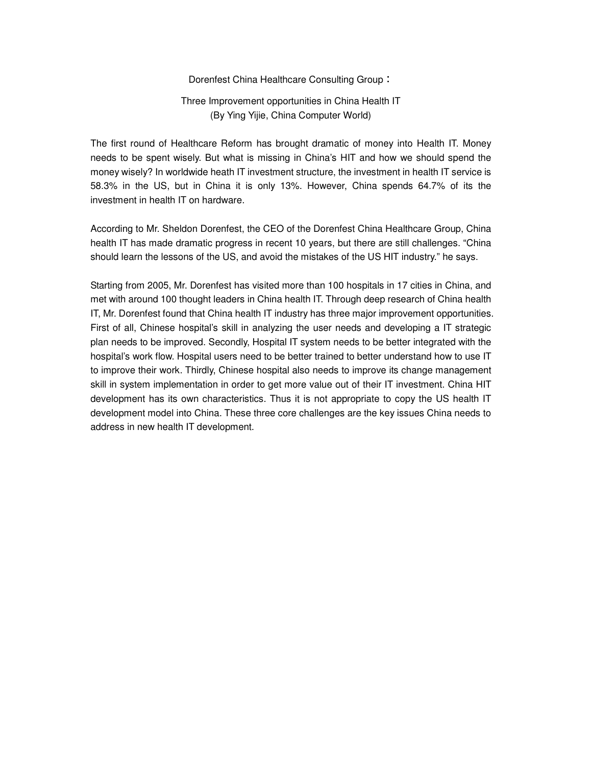Dorenfest China Healthcare Consulting Group：

Three Improvement opportunities in China Health IT
(By Ying Yijie, China Computer World)

The first round of Healthcare Reform has brought dramatic of money into Health IT. Money needs to be spent wisely. But what is missing in China's HIT and how we should spend the money wisely? In worldwide heath IT investment structure, the investment in health IT service is 58.3% in the US, but in China it is only 13%. However, China spends 64.7% of its the investment in health IT on hardware.

According to Mr. Sheldon Dorenfest, the CEO of the Dorenfest China Healthcare Group, China health IT has made dramatic progress in recent 10 years, but there are still challenges. "China should learn the lessons of the US, and avoid the mistakes of the US HIT industry." he says.

Starting from 2005, Mr. Dorenfest has visited more than 100 hospitals in 17 cities in China, and met with around 100 thought leaders in China health IT. Through deep research of China health IT, Mr. Dorenfest found that China health IT industry has three major improvement opportunities. First of all, Chinese hospital's skill in analyzing the user needs and developing a IT strategic plan needs to be improved. Secondly, Hospital IT system needs to be better integrated with the hospital's work flow. Hospital users need to be better trained to better understand how to use IT to improve their work. Thirdly, Chinese hospital also needs to improve its change management skill in system implementation in order to get more value out of their IT investment. China HIT development has its own characteristics. Thus it is not appropriate to copy the US health IT development model into China. These three core challenges are the key issues China needs to address in new health IT development.